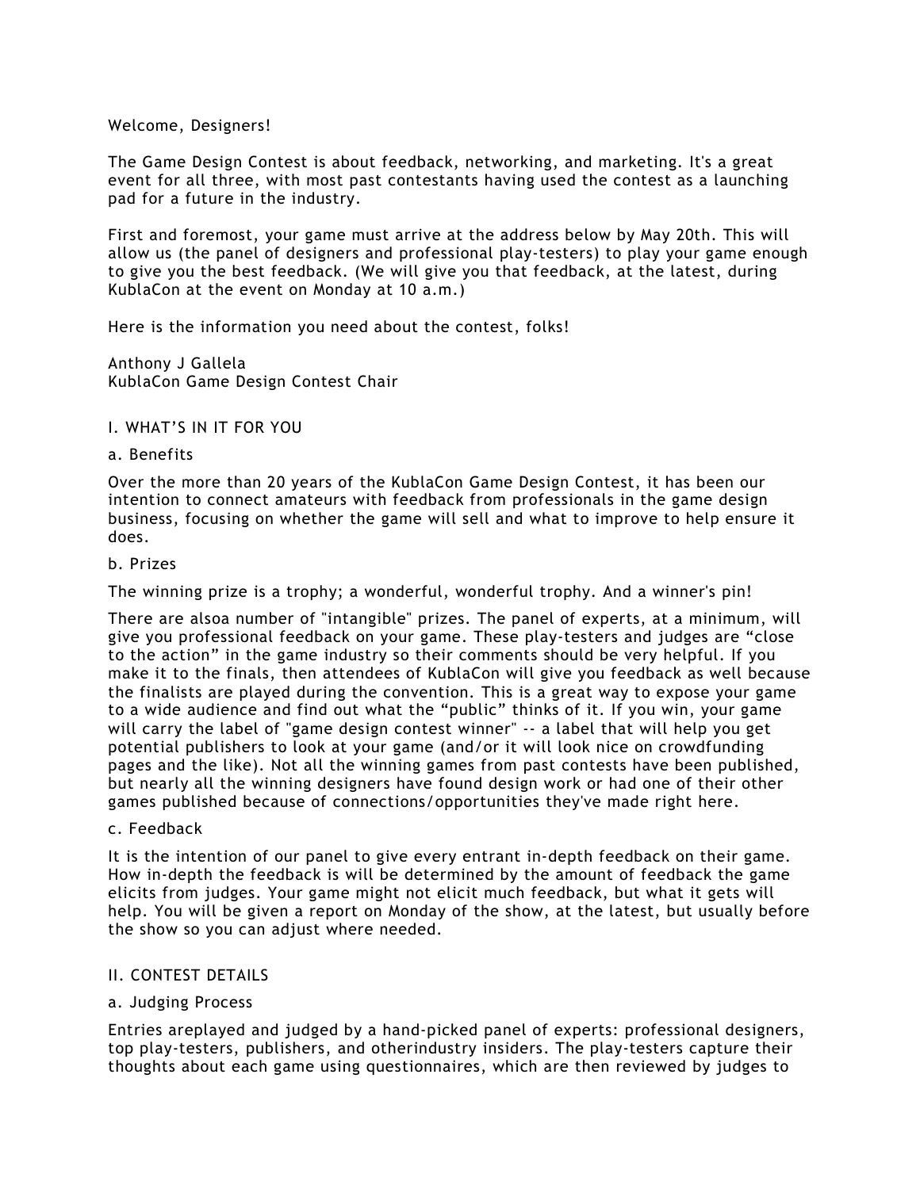Welcome, Designers!

The Game Design Contest is about feedback, networking, and marketing. It's a great event for all three, with most past contestants having used the contest as a launching pad for a future in the industry.

First and foremost, your game must arrive at the address below by May 20th. This will allow us (the panel of designers and professional play-testers) to play your game enough to give you the best feedback. (We will give you that feedback, at the latest, during KublaCon at the event on Monday at 10 a.m.)

Here is the information you need about the contest, folks!

Anthony J Gallela  
KublaCon Game Design Contest Chair

## I. WHAT'S IN IT FOR YOU

### a. Benefits

Over the more than 20 years of the KublaCon Game Design Contest, it has been our intention to connect amateurs with feedback from professionals in the game design business, focusing on whether the game will sell and what to improve to help ensure it does.

### b. Prizes

The winning prize is a trophy; a wonderful, wonderful trophy. And a winner's pin!

There are alsoa number of "intangible" prizes. The panel of experts, at a minimum, will give you professional feedback on your game. These play-testers and judges are "close to the action" in the game industry so their comments should be very helpful. If you make it to the finals, then attendees of KublaCon will give you feedback as well because the finalists are played during the convention. This is a great way to expose your game to a wide audience and find out what the "public" thinks of it. If you win, your game will carry the label of "game design contest winner" -- a label that will help you get potential publishers to look at your game (and/or it will look nice on crowdfunding pages and the like). Not all the winning games from past contests have been published, but nearly all the winning designers have found design work or had one of their other games published because of connections/opportunities they've made right here.

### c. Feedback

It is the intention of our panel to give every entrant in-depth feedback on their game. How in-depth the feedback is will be determined by the amount of feedback the game elicits from judges. Your game might not elicit much feedback, but what it gets will help. You will be given a report on Monday of the show, at the latest, but usually before the show so you can adjust where needed.

## II. CONTEST DETAILS

### a. Judging Process

Entries areplayed and judged by a hand-picked panel of experts: professional designers, top play-testers, publishers, and otherindustry insiders. The play-testers capture their thoughts about each game using questionnaires, which are then reviewed by judges to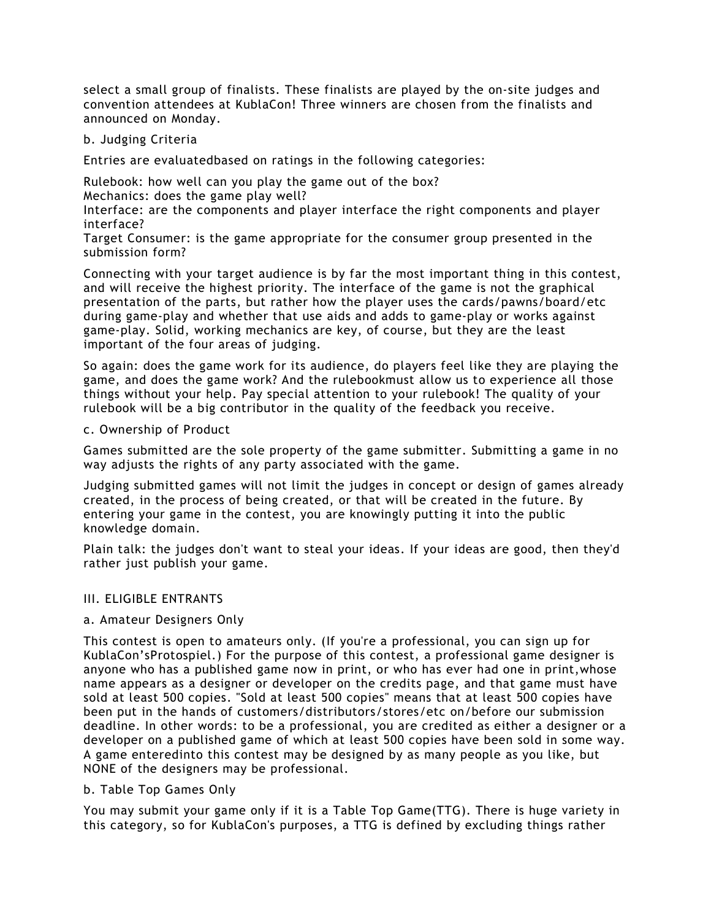select a small group of finalists. These finalists are played by the on-site judges and convention attendees at KublaCon! Three winners are chosen from the finalists and announced on Monday.

b. Judging Criteria

Entries are evaluatedbased on ratings in the following categories:

Rulebook: how well can you play the game out of the box?
Mechanics: does the game play well?
Interface: are the components and player interface the right components and player interface?
Target Consumer: is the game appropriate for the consumer group presented in the submission form?

Connecting with your target audience is by far the most important thing in this contest, and will receive the highest priority. The interface of the game is not the graphical presentation of the parts, but rather how the player uses the cards/pawns/board/etc during game-play and whether that use aids and adds to game-play or works against game-play. Solid, working mechanics are key, of course, but they are the least important of the four areas of judging.

So again: does the game work for its audience, do players feel like they are playing the game, and does the game work? And the rulebookmust allow us to experience all those things without your help. Pay special attention to your rulebook! The quality of your rulebook will be a big contributor in the quality of the feedback you receive.

c. Ownership of Product

Games submitted are the sole property of the game submitter. Submitting a game in no way adjusts the rights of any party associated with the game.

Judging submitted games will not limit the judges in concept or design of games already created, in the process of being created, or that will be created in the future. By entering your game in the contest, you are knowingly putting it into the public knowledge domain.

Plain talk: the judges don't want to steal your ideas. If your ideas are good, then they'd rather just publish your game.

III. ELIGIBLE ENTRANTS

a. Amateur Designers Only

This contest is open to amateurs only. (If you're a professional, you can sign up for KublaCon'sProtospiel.) For the purpose of this contest, a professional game designer is anyone who has a published game now in print, or who has ever had one in print,whose name appears as a designer or developer on the credits page, and that game must have sold at least 500 copies. "Sold at least 500 copies" means that at least 500 copies have been put in the hands of customers/distributors/stores/etc on/before our submission deadline. In other words: to be a professional, you are credited as either a designer or a developer on a published game of which at least 500 copies have been sold in some way. A game enteredinto this contest may be designed by as many people as you like, but NONE of the designers may be professional.

b. Table Top Games Only

You may submit your game only if it is a Table Top Game(TTG). There is huge variety in this category, so for KublaCon's purposes, a TTG is defined by excluding things rather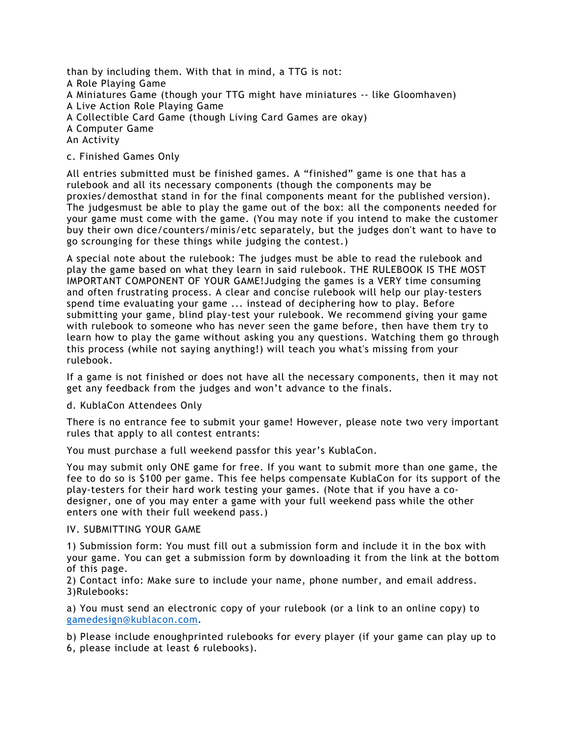than by including them. With that in mind, a TTG is not:
A Role Playing Game
A Miniatures Game (though your TTG might have miniatures -- like Gloomhaven)
A Live Action Role Playing Game
A Collectible Card Game (though Living Card Games are okay)
A Computer Game
An Activity

c. Finished Games Only

All entries submitted must be finished games. A “finished” game is one that has a rulebook and all its necessary components (though the components may be proxies/demosthat stand in for the final components meant for the published version). The judgesmust be able to play the game out of the box: all the components needed for your game must come with the game. (You may note if you intend to make the customer buy their own dice/counters/minis/etc separately, but the judges don't want to have to go scrounging for these things while judging the contest.)

A special note about the rulebook: The judges must be able to read the rulebook and play the game based on what they learn in said rulebook. THE RULEBOOK IS THE MOST IMPORTANT COMPONENT OF YOUR GAME!Judging the games is a VERY time consuming and often frustrating process. A clear and concise rulebook will help our play-testers spend time evaluating your game ... instead of deciphering how to play. Before submitting your game, blind play-test your rulebook. We recommend giving your game with rulebook to someone who has never seen the game before, then have them try to learn how to play the game without asking you any questions. Watching them go through this process (while not saying anything!) will teach you what's missing from your rulebook.

If a game is not finished or does not have all the necessary components, then it may not get any feedback from the judges and won’t advance to the finals.

d. KublaCon Attendees Only

There is no entrance fee to submit your game! However, please note two very important rules that apply to all contest entrants:

You must purchase a full weekend passfor this year’s KublaCon.

You may submit only ONE game for free. If you want to submit more than one game, the fee to do so is $100 per game. This fee helps compensate KublaCon for its support of the play-testers for their hard work testing your games. (Note that if you have a co-designer, one of you may enter a game with your full weekend pass while the other enters one with their full weekend pass.)

IV. SUBMITTING YOUR GAME

1) Submission form: You must fill out a submission form and include it in the box with your game. You can get a submission form by downloading it from the link at the bottom of this page.
2) Contact info: Make sure to include your name, phone number, and email address.
3)Rulebooks:

a) You must send an electronic copy of your rulebook (or a link to an online copy) to gamedesign@kublacon.com.

b) Please include enoughprinted rulebooks for every player (if your game can play up to 6, please include at least 6 rulebooks).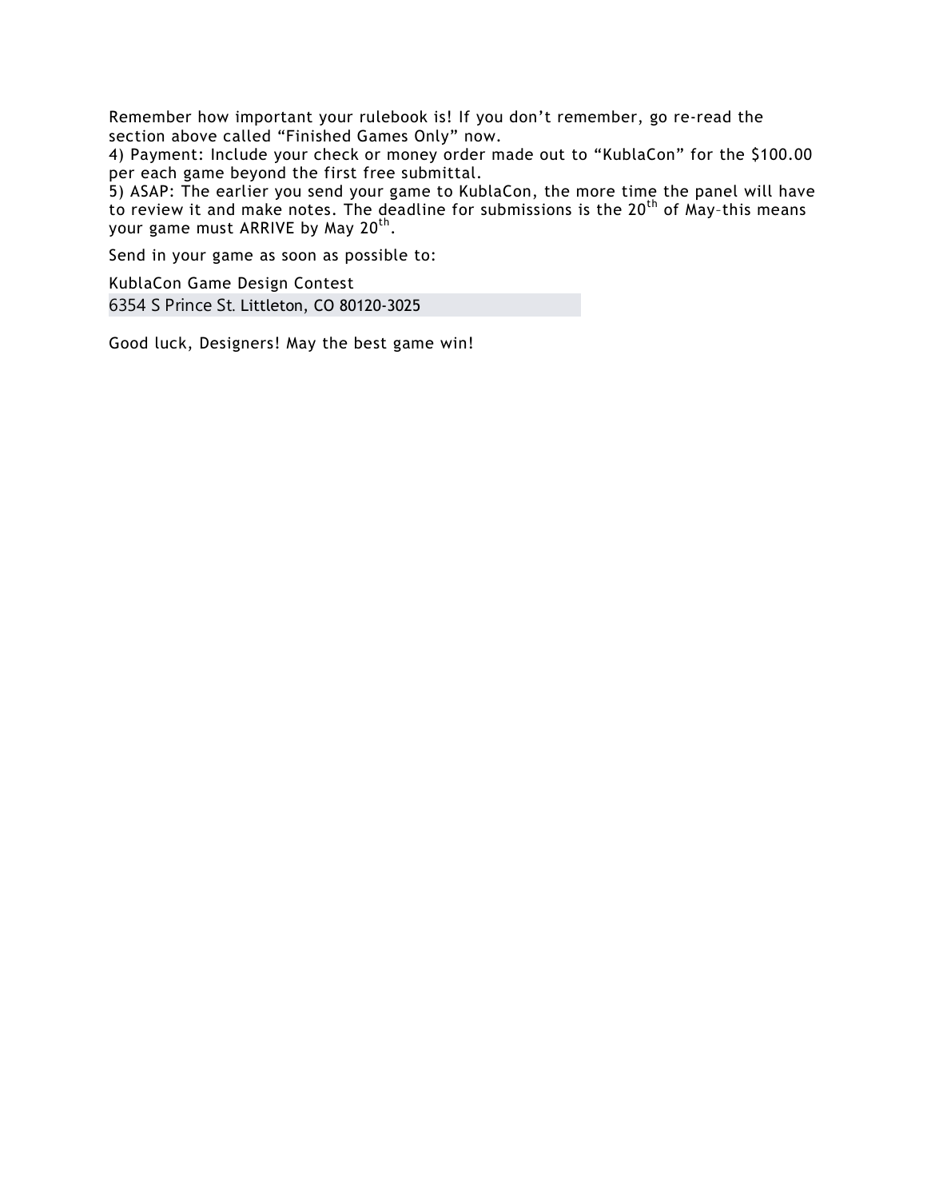Remember how important your rulebook is! If you don't remember, go re-read the section above called "Finished Games Only" now.

4) Payment: Include your check or money order made out to "KublaCon" for the $100.00 per each game beyond the first free submittal.

5) ASAP: The earlier you send your game to KublaCon, the more time the panel will have to review it and make notes. The deadline for submissions is the 20th of May–this means your game must ARRIVE by May 20th.

Send in your game as soon as possible to:

KublaCon Game Design Contest
6354 S Prince St. Littleton, CO 80120-3025

Good luck, Designers! May the best game win!